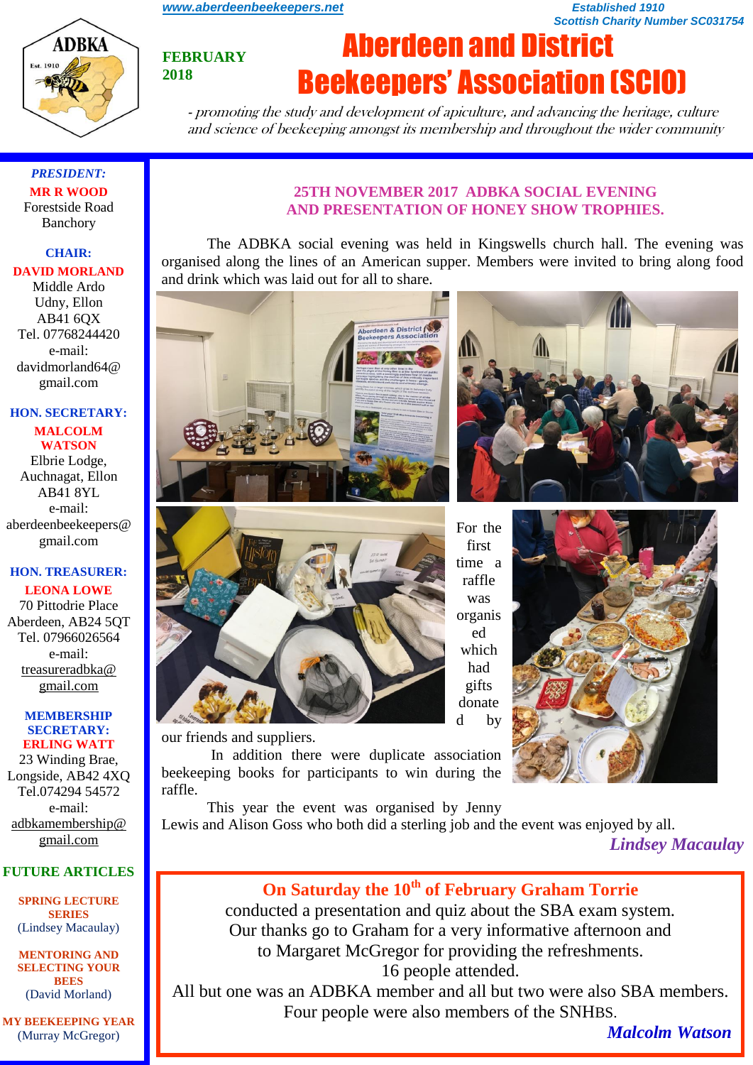www.aberdeenbeekeepers.net

Established 1910
Scottish Charity Number SC031754

FEBRUARY 2018

# Aberdeen and District Beekeepers' Association (SCIO)

*- promoting the study and development of apiculture, and advancing the heritage, culture and science of beekeeping amongst its membership and throughout the wider community*

***PRESIDENT:***
**MR R WOOD**
Forestside Road
Banchory

**CHAIR:**
**DAVID MORLAND**
Middle Ardo
Udny, Ellon
AB41 6QX
Tel. 07768244420
e-mail:
davidmorland64@gmail.com

**HON. SECRETARY:**
**MALCOLM WATSON**
Elbrie Lodge,
Auchnagat, Ellon
AB41 8YL
e-mail:
aberdeenbeekeepers@gmail.com

**HON. TREASURER:**
**LEONA LOWE**
70 Pittodrie Place
Aberdeen, AB24 5QT
Tel. 07966026564
e-mail:
treasureradbka@gmail.com

**MEMBERSHIP SECRETARY:**
**ERLING WATT**
23 Winding Brae,
Longside, AB42 4XQ
Tel.074294 54572
e-mail:
adbkamembership@gmail.com

**FUTURE ARTICLES**

**SPRING LECTURE SERIES**
(Lindsey Macaulay)

**MENTORING AND SELECTING YOUR BEES**
(David Morland)

**MY BEEKEEPING YEAR**
(Murray McGregor)

## 25TH NOVEMBER 2017 ADBKA SOCIAL EVENING AND PRESENTATION OF HONEY SHOW TROPHIES.

The ADBKA social evening was held in Kingswells church hall. The evening was organised along the lines of an American supper. Members were invited to bring along food and drink which was laid out for all to share.

For the first time a raffle was organised which had gifts donated by our friends and suppliers.

In addition there were duplicate association beekeeping books for participants to win during the raffle.

This year the event was organised by Jenny Lewis and Alison Goss who both did a sterling job and the event was enjoyed by all.

*Lindsey Macaulay*

**On Saturday the 10th of February Graham Torrie** conducted a presentation and quiz about the SBA exam system. Our thanks go to Graham for a very informative afternoon and to Margaret McGregor for providing the refreshments.
16 people attended.
All but one was an ADBKA member and all but two were also SBA members. Four people were also members of the SNHBS.

*Malcolm Watson*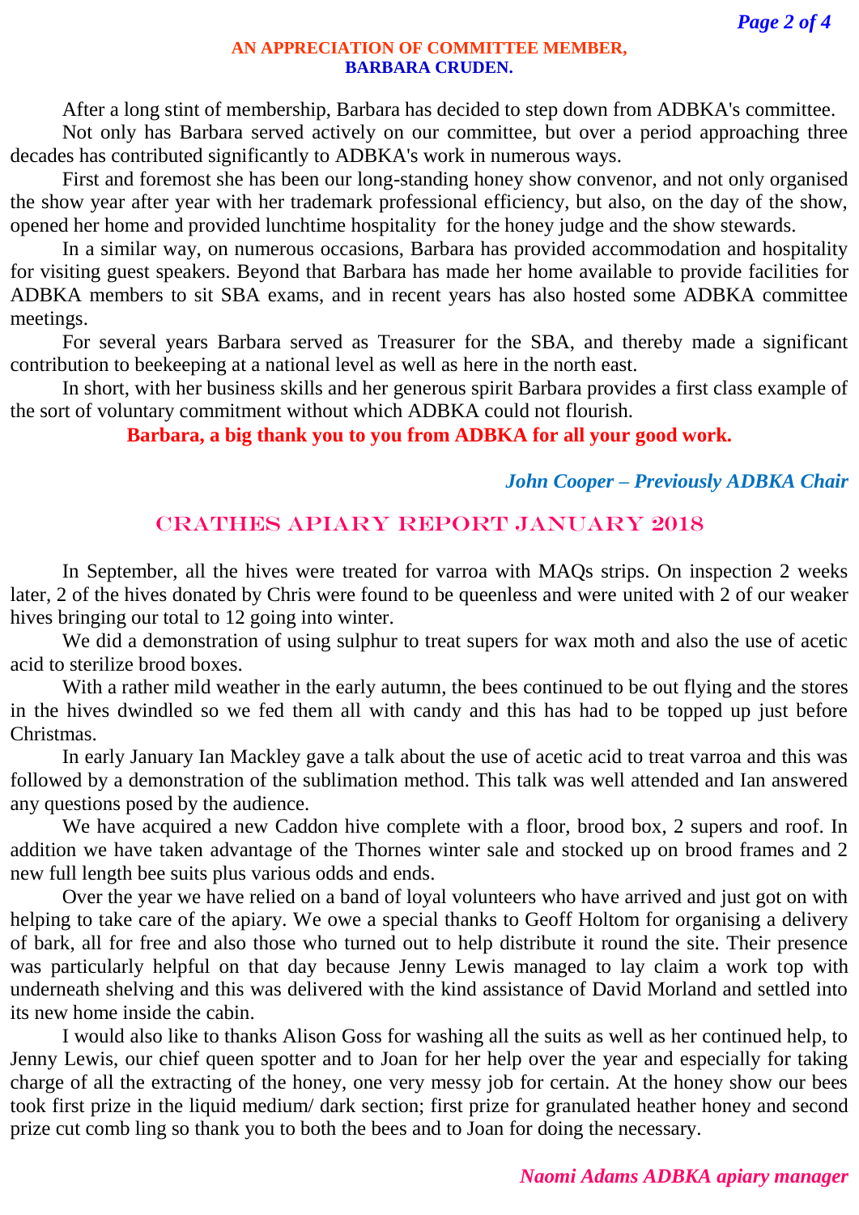## AN APPRECIATION OF COMMITTEE MEMBER, BARBARA CRUDEN.

After a long stint of membership, Barbara has decided to step down from ADBKA's committee.

Not only has Barbara served actively on our committee, but over a period approaching three decades has contributed significantly to ADBKA's work in numerous ways.

First and foremost she has been our long-standing honey show convenor, and not only organised the show year after year with her trademark professional efficiency, but also, on the day of the show, opened her home and provided lunchtime hospitality for the honey judge and the show stewards.

In a similar way, on numerous occasions, Barbara has provided accommodation and hospitality for visiting guest speakers. Beyond that Barbara has made her home available to provide facilities for ADBKA members to sit SBA exams, and in recent years has also hosted some ADBKA committee meetings.

For several years Barbara served as Treasurer for the SBA, and thereby made a significant contribution to beekeeping at a national level as well as here in the north east.

In short, with her business skills and her generous spirit Barbara provides a first class example of the sort of voluntary commitment without which ADBKA could not flourish.

**Barbara, a big thank you to you from ADBKA for all your good work.**

***John Cooper – Previously ADBKA Chair***

## CRATHES APIARY REPORT JANUARY 2018

In September, all the hives were treated for varroa with MAQs strips. On inspection 2 weeks later, 2 of the hives donated by Chris were found to be queenless and were united with 2 of our weaker hives bringing our total to 12 going into winter.

We did a demonstration of using sulphur to treat supers for wax moth and also the use of acetic acid to sterilize brood boxes.

With a rather mild weather in the early autumn, the bees continued to be out flying and the stores in the hives dwindled so we fed them all with candy and this has had to be topped up just before Christmas.

In early January Ian Mackley gave a talk about the use of acetic acid to treat varroa and this was followed by a demonstration of the sublimation method. This talk was well attended and Ian answered any questions posed by the audience.

We have acquired a new Caddon hive complete with a floor, brood box, 2 supers and roof. In addition we have taken advantage of the Thornes winter sale and stocked up on brood frames and 2 new full length bee suits plus various odds and ends.

Over the year we have relied on a band of loyal volunteers who have arrived and just got on with helping to take care of the apiary. We owe a special thanks to Geoff Holtom for organising a delivery of bark, all for free and also those who turned out to help distribute it round the site. Their presence was particularly helpful on that day because Jenny Lewis managed to lay claim a work top with underneath shelving and this was delivered with the kind assistance of David Morland and settled into its new home inside the cabin.

I would also like to thanks Alison Goss for washing all the suits as well as her continued help, to Jenny Lewis, our chief queen spotter and to Joan for her help over the year and especially for taking charge of all the extracting of the honey, one very messy job for certain. At the honey show our bees took first prize in the liquid medium/ dark section; first prize for granulated heather honey and second prize cut comb ling so thank you to both the bees and to Joan for doing the necessary.

***Naomi Adams ADBKA apiary manager***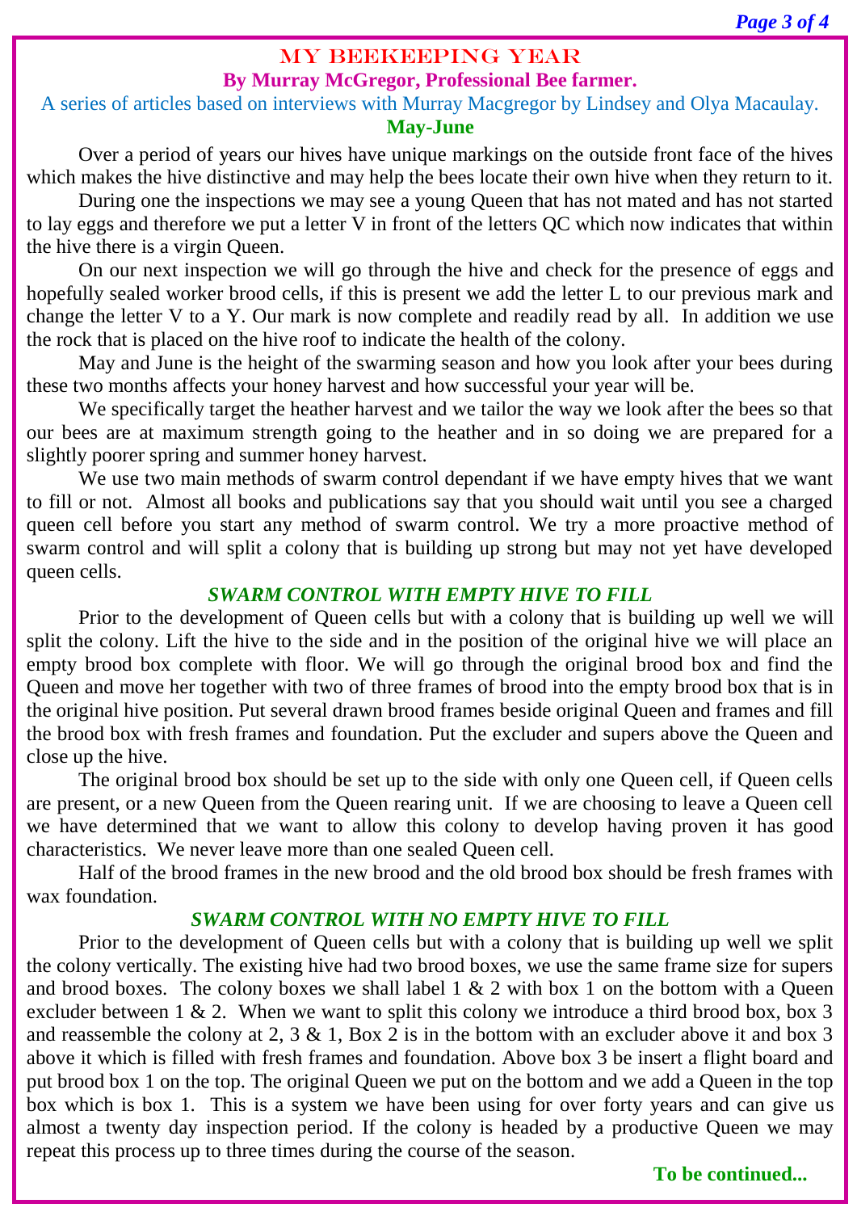# MY BEEKEEPING YEAR

**By Murray McGregor, Professional Bee farmer.**

A series of articles based on interviews with Murray Macgregor by Lindsey and Olya Macaulay.

## May-June

Over a period of years our hives have unique markings on the outside front face of the hives which makes the hive distinctive and may help the bees locate their own hive when they return to it.

During one the inspections we may see a young Queen that has not mated and has not started to lay eggs and therefore we put a letter V in front of the letters QC which now indicates that within the hive there is a virgin Queen.

On our next inspection we will go through the hive and check for the presence of eggs and hopefully sealed worker brood cells, if this is present we add the letter L to our previous mark and change the letter V to a Y. Our mark is now complete and readily read by all. In addition we use the rock that is placed on the hive roof to indicate the health of the colony.

May and June is the height of the swarming season and how you look after your bees during these two months affects your honey harvest and how successful your year will be.

We specifically target the heather harvest and we tailor the way we look after the bees so that our bees are at maximum strength going to the heather and in so doing we are prepared for a slightly poorer spring and summer honey harvest.

We use two main methods of swarm control dependant if we have empty hives that we want to fill or not. Almost all books and publications say that you should wait until you see a charged queen cell before you start any method of swarm control. We try a more proactive method of swarm control and will split a colony that is building up strong but may not yet have developed queen cells.

### *SWARM CONTROL WITH EMPTY HIVE TO FILL*

Prior to the development of Queen cells but with a colony that is building up well we will split the colony. Lift the hive to the side and in the position of the original hive we will place an empty brood box complete with floor. We will go through the original brood box and find the Queen and move her together with two of three frames of brood into the empty brood box that is in the original hive position. Put several drawn brood frames beside original Queen and frames and fill the brood box with fresh frames and foundation. Put the excluder and supers above the Queen and close up the hive.

The original brood box should be set up to the side with only one Queen cell, if Queen cells are present, or a new Queen from the Queen rearing unit. If we are choosing to leave a Queen cell we have determined that we want to allow this colony to develop having proven it has good characteristics. We never leave more than one sealed Queen cell.

Half of the brood frames in the new brood and the old brood box should be fresh frames with wax foundation.

### *SWARM CONTROL WITH NO EMPTY HIVE TO FILL*

Prior to the development of Queen cells but with a colony that is building up well we split the colony vertically. The existing hive had two brood boxes, we use the same frame size for supers and brood boxes. The colony boxes we shall label 1 & 2 with box 1 on the bottom with a Queen excluder between 1 & 2. When we want to split this colony we introduce a third brood box, box 3 and reassemble the colony at 2, 3 & 1, Box 2 is in the bottom with an excluder above it and box 3 above it which is filled with fresh frames and foundation. Above box 3 be insert a flight board and put brood box 1 on the top. The original Queen we put on the bottom and we add a Queen in the top box which is box 1. This is a system we have been using for over forty years and can give us almost a twenty day inspection period. If the colony is headed by a productive Queen we may repeat this process up to three times during the course of the season.

**To be continued...**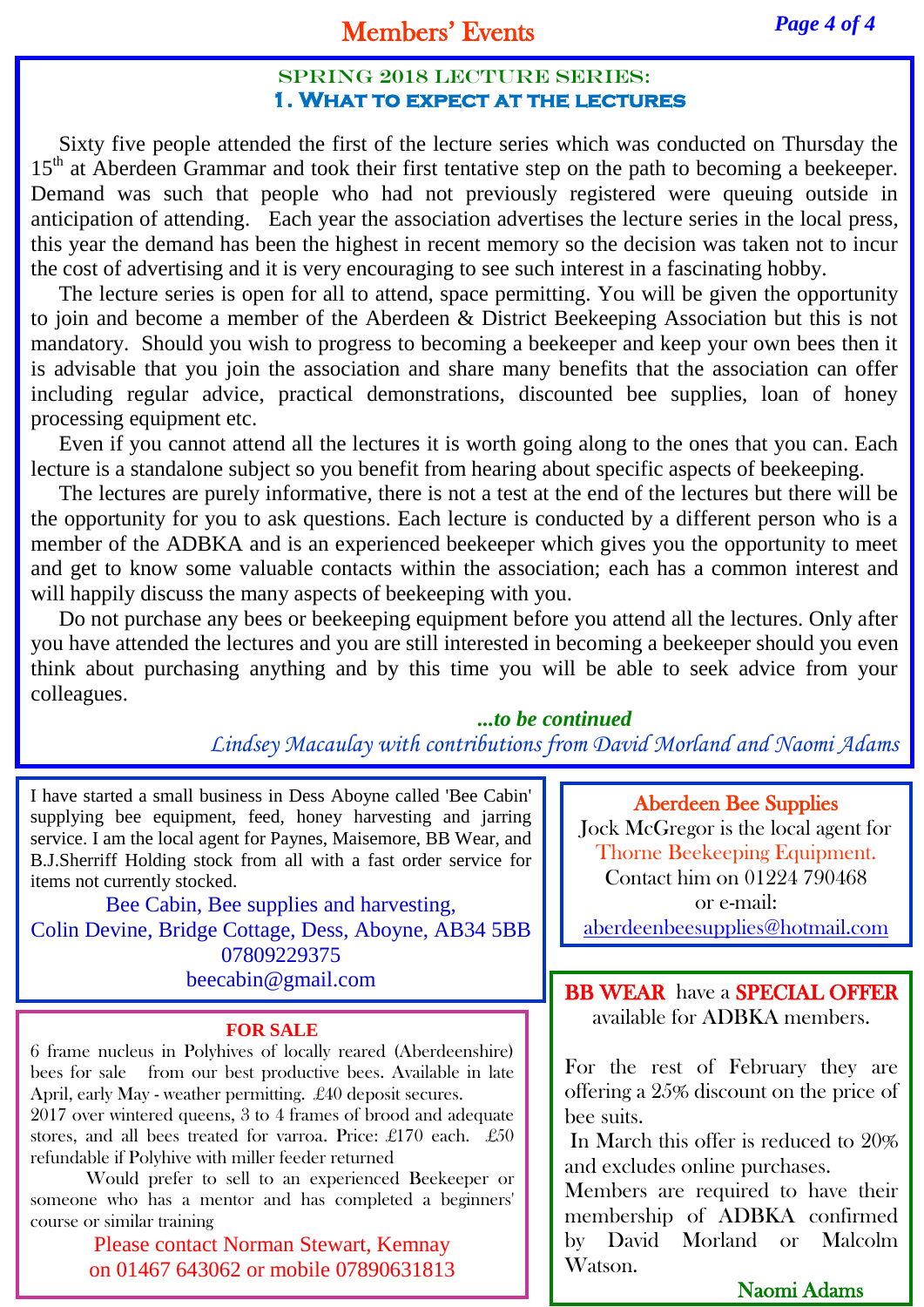# Members' Events

## Spring 2018 Lecture Series:

### 1. What to expect at the lectures

Sixty five people attended the first of the lecture series which was conducted on Thursday the 15th at Aberdeen Grammar and took their first tentative step on the path to becoming a beekeeper. Demand was such that people who had not previously registered were queuing outside in anticipation of attending. Each year the association advertises the lecture series in the local press, this year the demand has been the highest in recent memory so the decision was taken not to incur the cost of advertising and it is very encouraging to see such interest in a fascinating hobby.

The lecture series is open for all to attend, space permitting. You will be given the opportunity to join and become a member of the Aberdeen & District Beekeeping Association but this is not mandatory. Should you wish to progress to becoming a beekeeper and keep your own bees then it is advisable that you join the association and share many benefits that the association can offer including regular advice, practical demonstrations, discounted bee supplies, loan of honey processing equipment etc.

Even if you cannot attend all the lectures it is worth going along to the ones that you can. Each lecture is a standalone subject so you benefit from hearing about specific aspects of beekeeping.

The lectures are purely informative, there is not a test at the end of the lectures but there will be the opportunity for you to ask questions. Each lecture is conducted by a different person who is a member of the ADBKA and is an experienced beekeeper which gives you the opportunity to meet and get to know some valuable contacts within the association; each has a common interest and will happily discuss the many aspects of beekeeping with you.

Do not purchase any bees or beekeeping equipment before you attend all the lectures. Only after you have attended the lectures and you are still interested in becoming a beekeeper should you even think about purchasing anything and by this time you will be able to seek advice from your colleagues.

***...to be continued***

*Lindsey Macaulay with contributions from David Morland and Naomi Adams*

---

I have started a small business in Dess Aboyne called 'Bee Cabin' supplying bee equipment, feed, honey harvesting and jarring service. I am the local agent for Paynes, Maisemore, BB Wear, and B.J.Sherriff Holding stock from all with a fast order service for items not currently stocked.

Bee Cabin, Bee supplies and harvesting,
Colin Devine, Bridge Cottage, Dess, Aboyne, AB34 5BB
07809229375
beecabin@gmail.com

---

**Aberdeen Bee Supplies**

Jock McGregor is the local agent for Thorne Beekeeping Equipment.
Contact him on 01224 790468
or e-mail:
aberdeenbeesupplies@hotmail.com

---

**FOR SALE**

6 frame nucleus in Polyhives of locally reared (Aberdeenshire) bees for sale from our best productive bees. Available in late April, early May - weather permitting. £40 deposit secures.
2017 over wintered queens, 3 to 4 frames of brood and adequate stores, and all bees treated for varroa. Price: £170 each. £50 refundable if Polyhive with miller feeder returned

Would prefer to sell to an experienced Beekeeper or someone who has a mentor and has completed a beginners' course or similar training

Please contact Norman Stewart, Kemnay
on 01467 643062 or mobile 07890631813

---

**BB WEAR** have a **SPECIAL OFFER** available for ADBKA members.

For the rest of February they are offering a 25% discount on the price of bee suits.

In March this offer is reduced to 20% and excludes online purchases.

Members are required to have their membership of ADBKA confirmed by David Morland or Malcolm Watson.

**Naomi Adams**